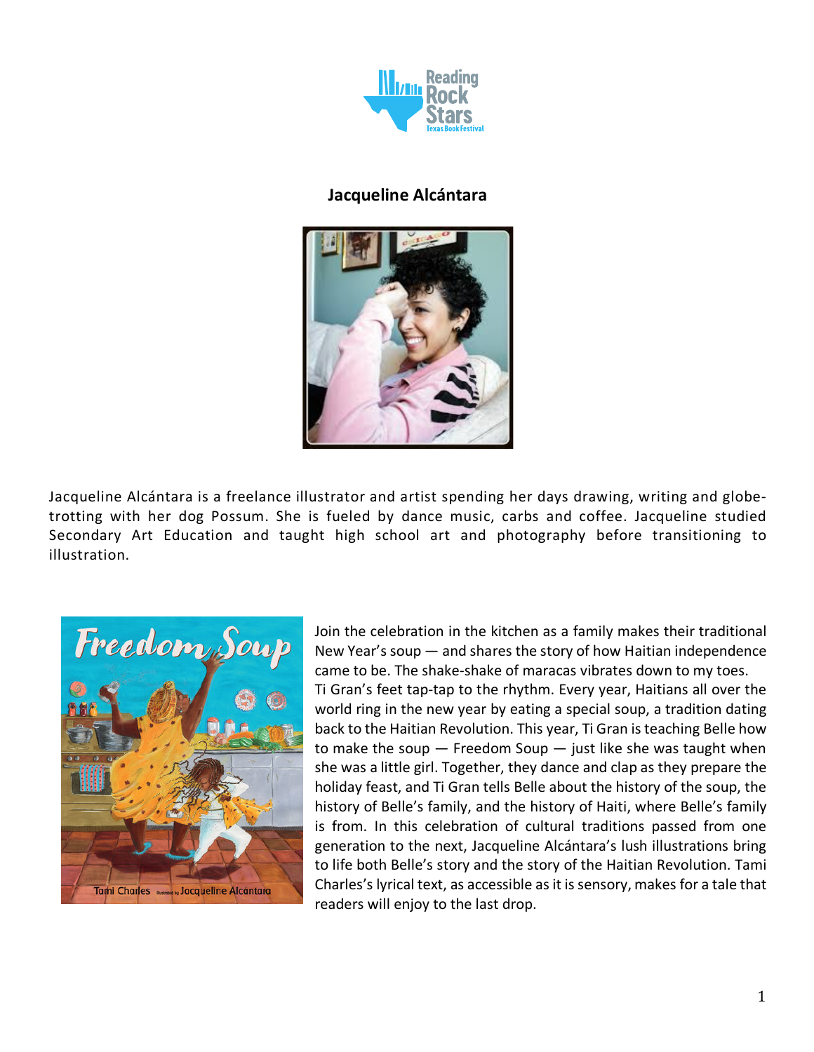## Jacqueline Alcántara

Jacqueline Alcántara is a freelance illustrator and artist spending her days drawing, writing and globe-trotting with her dog Possum. She is fueled by dance music, carbs and coffee. Jacqueline studied Secondary Art Education and taught high school art and photography before transitioning to illustration.

Join the celebration in the kitchen as a family makes their traditional New Year's soup — and shares the story of how Haitian independence came to be. The shake-shake of maracas vibrates down to my toes. Ti Gran's feet tap-tap to the rhythm. Every year, Haitians all over the world ring in the new year by eating a special soup, a tradition dating back to the Haitian Revolution. This year, Ti Gran is teaching Belle how to make the soup — Freedom Soup — just like she was taught when she was a little girl. Together, they dance and clap as they prepare the holiday feast, and Ti Gran tells Belle about the history of the soup, the history of Belle's family, and the history of Haiti, where Belle's family is from. In this celebration of cultural traditions passed from one generation to the next, Jacqueline Alcántara's lush illustrations bring to life both Belle's story and the story of the Haitian Revolution. Tami Charles's lyrical text, as accessible as it is sensory, makes for a tale that readers will enjoy to the last drop.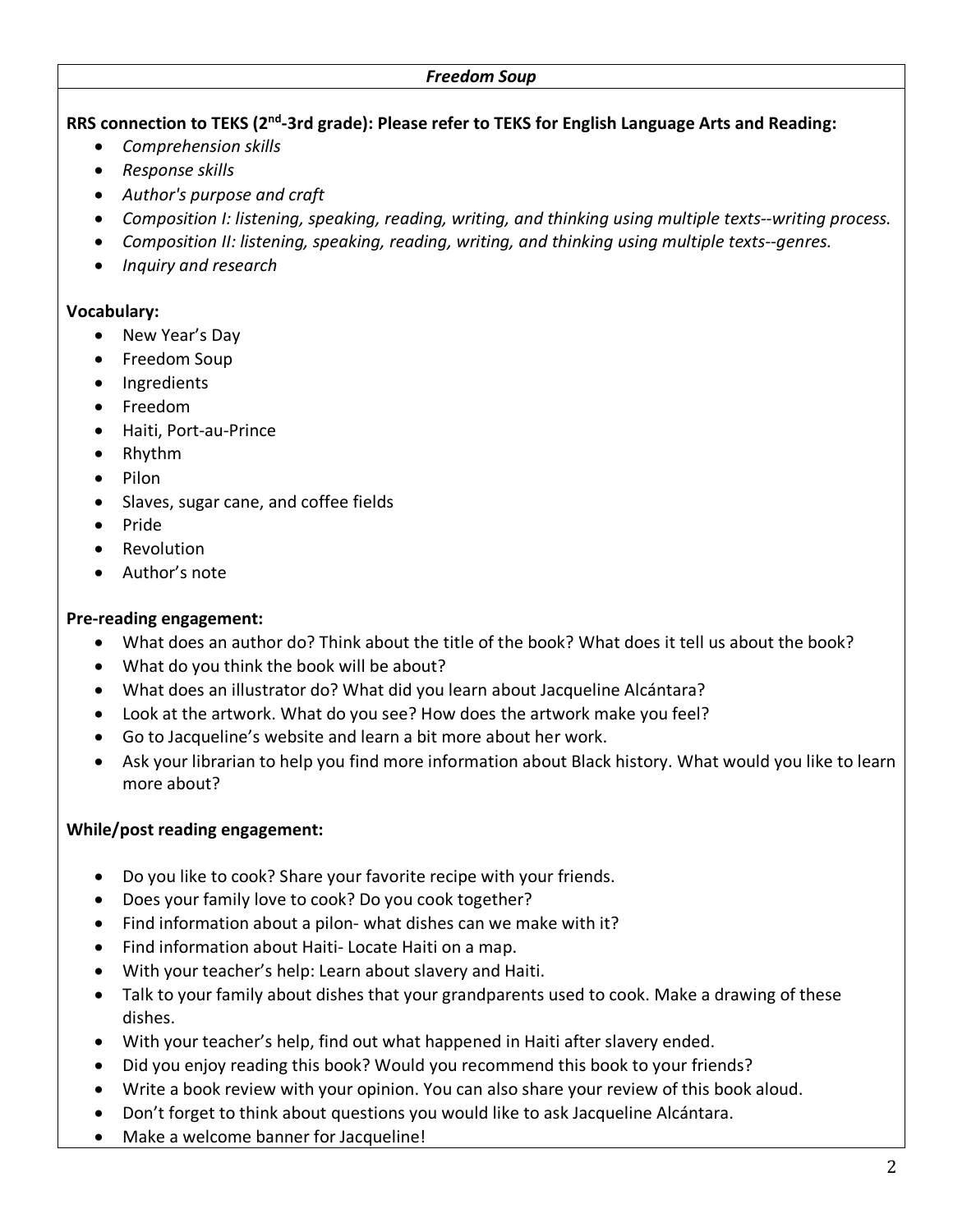## *Freedom Soup*

**RRS connection to TEKS (2nd-3rd grade): Please refer to TEKS for English Language Arts and Reading:**

- *Comprehension skills*
- *Response skills*
- *Author's purpose and craft*
- *Composition I: listening, speaking, reading, writing, and thinking using multiple texts--writing process.*
- *Composition II: listening, speaking, reading, writing, and thinking using multiple texts--genres.*
- *Inquiry and research*

**Vocabulary:**

- New Year's Day
- Freedom Soup
- Ingredients
- Freedom
- Haiti, Port-au-Prince
- Rhythm
- Pilon
- Slaves, sugar cane, and coffee fields
- Pride
- Revolution
- Author's note

**Pre-reading engagement:**

- What does an author do? Think about the title of the book? What does it tell us about the book?
- What do you think the book will be about?
- What does an illustrator do? What did you learn about Jacqueline Alcántara?
- Look at the artwork. What do you see? How does the artwork make you feel?
- Go to Jacqueline's website and learn a bit more about her work.
- Ask your librarian to help you find more information about Black history. What would you like to learn more about?

**While/post reading engagement:**

- Do you like to cook? Share your favorite recipe with your friends.
- Does your family love to cook? Do you cook together?
- Find information about a pilon- what dishes can we make with it?
- Find information about Haiti- Locate Haiti on a map.
- With your teacher's help: Learn about slavery and Haiti.
- Talk to your family about dishes that your grandparents used to cook. Make a drawing of these dishes.
- With your teacher's help, find out what happened in Haiti after slavery ended.
- Did you enjoy reading this book? Would you recommend this book to your friends?
- Write a book review with your opinion. You can also share your review of this book aloud.
- Don't forget to think about questions you would like to ask Jacqueline Alcántara.
- Make a welcome banner for Jacqueline!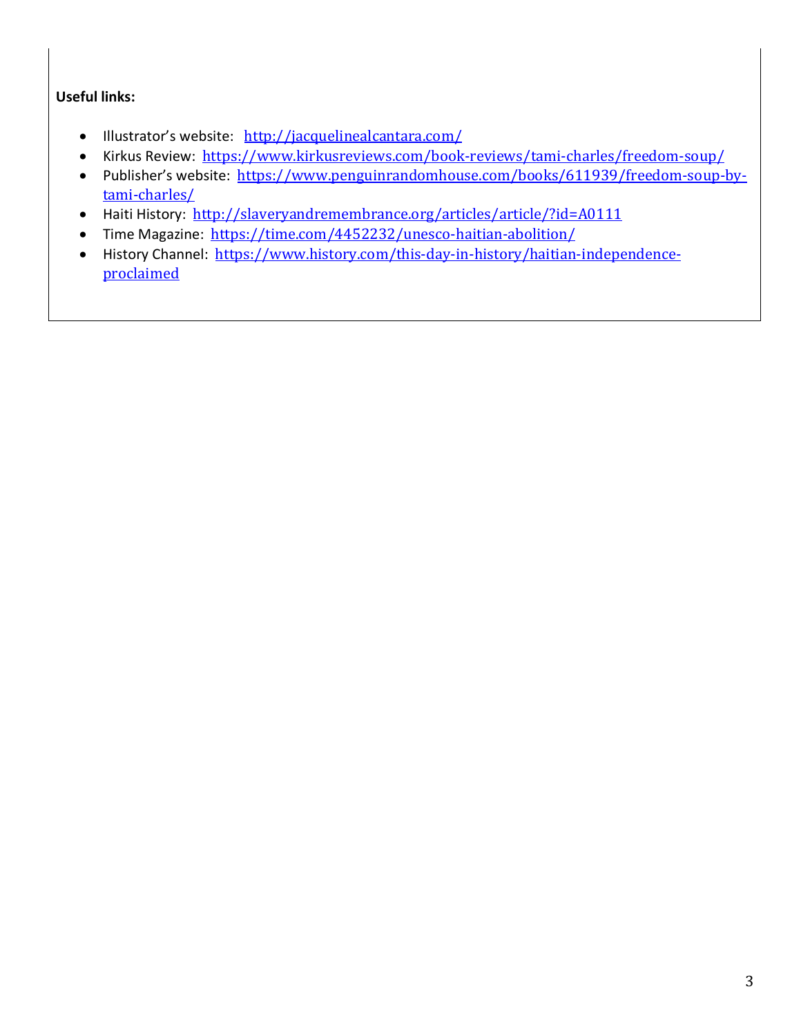**Useful links:**

- Illustrator's website: http://jacquelinealcantara.com/
- Kirkus Review: https://www.kirkusreviews.com/book-reviews/tami-charles/freedom-soup/
- Publisher's website: https://www.penguinrandomhouse.com/books/611939/freedom-soup-by-tami-charles/
- Haiti History: http://slaveryandremembrance.org/articles/article/?id=A0111
- Time Magazine: https://time.com/4452232/unesco-haitian-abolition/
- History Channel: https://www.history.com/this-day-in-history/haitian-independence-proclaimed